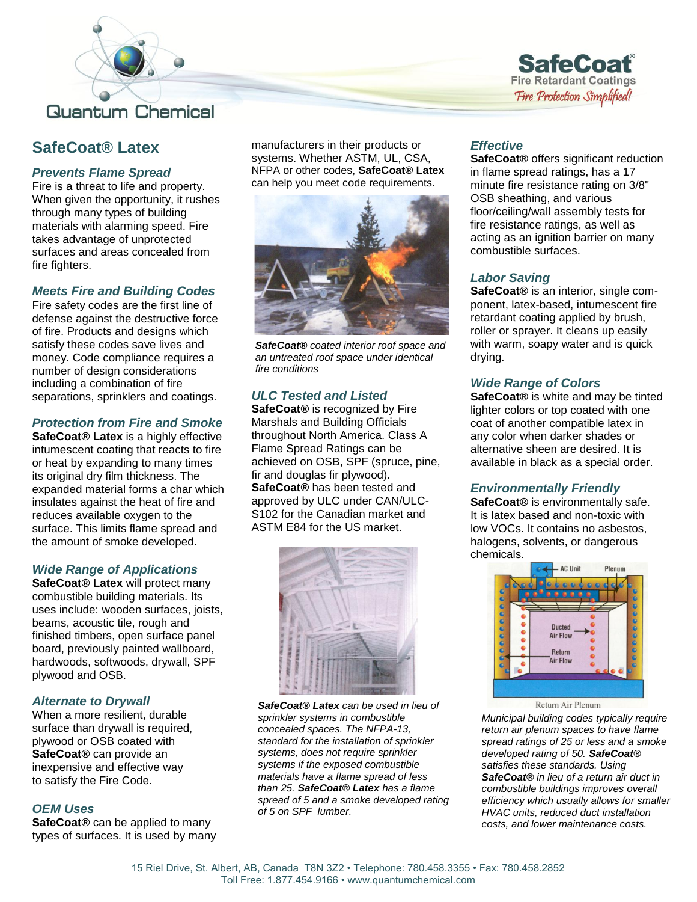# SafeCoat® Latex

### *Prevents Flame Spread*

Fire is a threat to life and property. When given the opportunity, it rushes through many types of building materials with alarming speed. Fire takes advantage of unprotected surfaces and areas concealed from fire fighters.

### *Meets Fire and Building Codes*

Fire safety codes are the first line of defense against the destructive force of fire. Products and designs which satisfy these codes save lives and money. Code compliance requires a number of design considerations including a combination of fire separations, sprinklers and coatings.

### *Protection from Fire and Smoke*

**SafeCoat® Latex** is a highly effective intumescent coating that reacts to fire or heat by expanding to many times its original dry film thickness. The expanded material forms a char which insulates against the heat of fire and reduces available oxygen to the surface. This limits flame spread and the amount of smoke developed.

### *Wide Range of Applications*

**SafeCoat® Latex** will protect many combustible building materials. Its uses include: wooden surfaces, joists, beams, acoustic tile, rough and finished timbers, open surface panel board, previously painted wallboard, hardwoods, softwoods, drywall, SPF plywood and OSB.

### *Alternate to Drywall*

When a more resilient, durable surface than drywall is required, plywood or OSB coated with **SafeCoat®** can provide an inexpensive and effective way to satisfy the Fire Code.

### *OEM Uses*

**SafeCoat®** can be applied to many types of surfaces. It is used by many manufacturers in their products or systems. Whether ASTM, UL, CSA, NFPA or other codes, **SafeCoat® Latex** can help you meet code requirements.

*__SafeCoat®__ coated interior roof space and an untreated roof space under identical fire conditions*

### *ULC Tested and Listed*

**SafeCoat®** is recognized by Fire Marshals and Building Officials throughout North America. Class A Flame Spread Ratings can be achieved on OSB, SPF (spruce, pine, fir and douglas fir plywood). **SafeCoat®** has been tested and approved by ULC under CAN/ULC-S102 for the Canadian market and ASTM E84 for the US market.

*__SafeCoat® Latex__ can be used in lieu of sprinkler systems in combustible concealed spaces. The NFPA-13, standard for the installation of sprinkler systems, does not require sprinkler systems if the exposed combustible materials have a flame spread of less than 25. __SafeCoat® Latex__ has a flame spread of 5 and a smoke developed rating of 5 on SPF lumber.*

### *Effective*

**SafeCoat®** offers significant reduction in flame spread ratings, has a 17 minute fire resistance rating on 3/8" OSB sheathing, and various floor/ceiling/wall assembly tests for fire resistance ratings, as well as acting as an ignition barrier on many combustible surfaces.

### *Labor Saving*

**SafeCoat®** is an interior, single component, latex-based, intumescent fire retardant coating applied by brush, roller or sprayer. It cleans up easily with warm, soapy water and is quick drying.

### *Wide Range of Colors*

**SafeCoat®** is white and may be tinted lighter colors or top coated with one coat of another compatible latex in any color when darker shades or alternative sheen are desired. It is available in black as a special order.

### *Environmentally Friendly*

**SafeCoat®** is environmentally safe. It is latex based and non-toxic with low VOCs. It contains no asbestos, halogens, solvents, or dangerous chemicals.

Return Air Plenum

*Municipal building codes typically require return air plenum spaces to have flame spread ratings of 25 or less and a smoke developed rating of 50. __SafeCoat®__ satisfies these standards. Using __SafeCoat®__ in lieu of a return air duct in combustible buildings improves overall efficiency which usually allows for smaller HVAC units, reduced duct installation costs, and lower maintenance costs.*

15 Riel Drive, St. Albert, AB, Canada T8N 3Z2 • Telephone: 780.458.3355 • Fax: 780.458.2852
Toll Free: 1.877.454.9166 • www.quantumchemical.com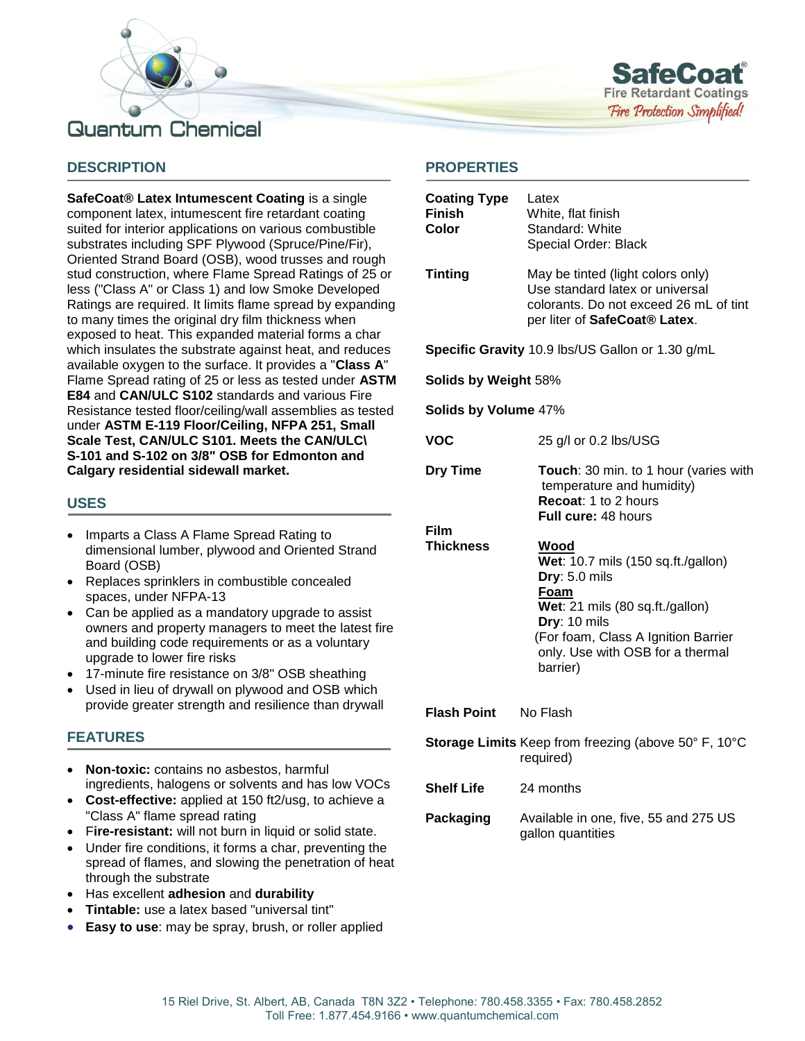Quantum Chemical

**SafeCoat®**
Fire Retardant Coatings
*Fire Protection Simplified!*

## DESCRIPTION

**SafeCoat® Latex Intumescent Coating** is a single component latex, intumescent fire retardant coating suited for interior applications on various combustible substrates including SPF Plywood (Spruce/Pine/Fir), Oriented Strand Board (OSB), wood trusses and rough stud construction, where Flame Spread Ratings of 25 or less ("Class A" or Class 1) and low Smoke Developed Ratings are required. It limits flame spread by expanding to many times the original dry film thickness when exposed to heat. This expanded material forms a char which insulates the substrate against heat, and reduces available oxygen to the surface. It provides a "**Class A**" Flame Spread rating of 25 or less as tested under **ASTM E84** and **CAN/ULC S102** standards and various Fire Resistance tested floor/ceiling/wall assemblies as tested under **ASTM E-119 Floor/Ceiling, NFPA 251, Small Scale Test, CAN/ULC S101. Meets the CAN/ULC\ S-101 and S-102 on 3/8" OSB for Edmonton and Calgary residential sidewall market.**

## USES

- Imparts a Class A Flame Spread Rating to dimensional lumber, plywood and Oriented Strand Board (OSB)
- Replaces sprinklers in combustible concealed spaces, under NFPA-13
- Can be applied as a mandatory upgrade to assist owners and property managers to meet the latest fire and building code requirements or as a voluntary upgrade to lower fire risks
- 17-minute fire resistance on 3/8" OSB sheathing
- Used in lieu of drywall on plywood and OSB which provide greater strength and resilience than drywall

## FEATURES

- **Non-toxic:** contains no asbestos, harmful ingredients, halogens or solvents and has low VOCs
- **Cost-effective:** applied at 150 ft2/usg, to achieve a "Class A" flame spread rating
- F**ire-resistant:** will not burn in liquid or solid state.
- Under fire conditions, it forms a char, preventing the spread of flames, and slowing the penetration of heat through the substrate
- Has excellent **adhesion** and **durability**
- **Tintable:** use a latex based "universal tint"
- **Easy to use**: may be spray, brush, or roller applied

## PROPERTIES

**Coating Type** Latex
**Finish** White, flat finish
**Color** Standard: White
Special Order: Black

**Tinting** May be tinted (light colors only)
Use standard latex or universal colorants. Do not exceed 26 mL of tint per liter of **SafeCoat® Latex**.

**Specific Gravity** 10.9 lbs/US Gallon or 1.30 g/mL

**Solids by Weight** 58%

**Solids by Volume** 47%

**VOC** 25 g/l or 0.2 lbs/USG

**Dry Time**
**Touch**: 30 min. to 1 hour (varies with temperature and humidity)
**Recoat**: 1 to 2 hours
**Full cure:** 48 hours

**Film Thickness**
**Wood**
**Wet**: 10.7 mils (150 sq.ft./gallon)
**Dry**: 5.0 mils
**Foam**
**Wet**: 21 mils (80 sq.ft./gallon)
**Dry**: 10 mils
(For foam, Class A Ignition Barrier only. Use with OSB for a thermal barrier)

**Flash Point** No Flash

**Storage Limits** Keep from freezing (above 50° F, 10°C required)

**Shelf Life** 24 months

**Packaging** Available in one, five, 55 and 275 US gallon quantities

15 Riel Drive, St. Albert, AB, Canada T8N 3Z2 • Telephone: 780.458.3355 • Fax: 780.458.2852
Toll Free: 1.877.454.9166 • www.quantumchemical.com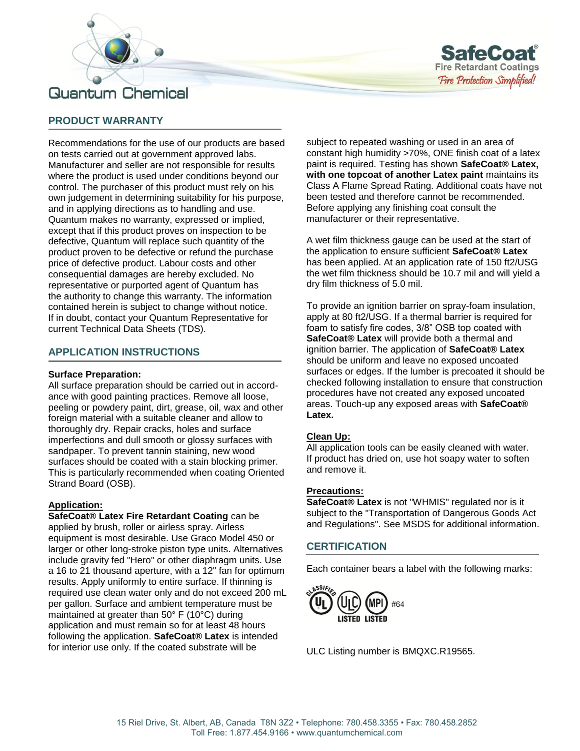## PRODUCT WARRANTY

Recommendations for the use of our products are based on tests carried out at government approved labs. Manufacturer and seller are not responsible for results where the product is used under conditions beyond our control. The purchaser of this product must rely on his own judgement in determining suitability for his purpose, and in applying directions as to handling and use. Quantum makes no warranty, expressed or implied, except that if this product proves on inspection to be defective, Quantum will replace such quantity of the product proven to be defective or refund the purchase price of defective product. Labour costs and other consequential damages are hereby excluded. No representative or purported agent of Quantum has the authority to change this warranty. The information contained herein is subject to change without notice. If in doubt, contact your Quantum Representative for current Technical Data Sheets (TDS).

## APPLICATION INSTRUCTIONS

**Surface Preparation:**
All surface preparation should be carried out in accordance with good painting practices. Remove all loose, peeling or powdery paint, dirt, grease, oil, wax and other foreign material with a suitable cleaner and allow to thoroughly dry. Repair cracks, holes and surface imperfections and dull smooth or glossy surfaces with sandpaper. To prevent tannin staining, new wood surfaces should be coated with a stain blocking primer. This is particularly recommended when coating Oriented Strand Board (OSB).

**Application:**
**SafeCoat® Latex Fire Retardant Coating** can be applied by brush, roller or airless spray. Airless equipment is most desirable. Use Graco Model 450 or larger or other long-stroke piston type units. Alternatives include gravity fed "Hero" or other diaphragm units. Use a 16 to 21 thousand aperture, with a 12" fan for optimum results. Apply uniformly to entire surface. If thinning is required use clean water only and do not exceed 200 mL per gallon. Surface and ambient temperature must be maintained at greater than 50° F (10°C) during application and must remain so for at least 48 hours following the application. **SafeCoat® Latex** is intended for interior use only. If the coated substrate will be subject to repeated washing or used in an area of constant high humidity >70%, ONE finish coat of a latex paint is required. Testing has shown **SafeCoat® Latex, with one topcoat of another Latex paint** maintains its Class A Flame Spread Rating. Additional coats have not been tested and therefore cannot be recommended. Before applying any finishing coat consult the manufacturer or their representative.

A wet film thickness gauge can be used at the start of the application to ensure sufficient **SafeCoat® Latex** has been applied. At an application rate of 150 ft2/USG the wet film thickness should be 10.7 mil and will yield a dry film thickness of 5.0 mil.

To provide an ignition barrier on spray-foam insulation, apply at 80 ft2/USG. If a thermal barrier is required for foam to satisfy fire codes, 3/8" OSB top coated with **SafeCoat® Latex** will provide both a thermal and ignition barrier. The application of **SafeCoat® Latex** should be uniform and leave no exposed uncoated surfaces or edges. If the lumber is precoated it should be checked following installation to ensure that construction procedures have not created any exposed uncoated areas. Touch-up any exposed areas with **SafeCoat® Latex.**

**Clean Up:**
All application tools can be easily cleaned with water. If product has dried on, use hot soapy water to soften and remove it.

**Precautions:**
**SafeCoat® Latex** is not "WHMIS" regulated nor is it subject to the "Transportation of Dangerous Goods Act and Regulations". See MSDS for additional information.

## CERTIFICATION

Each container bears a label with the following marks:

CLASSIFIED UL — ULC LISTED — MPI LISTED #64

ULC Listing number is BMQXC.R19565.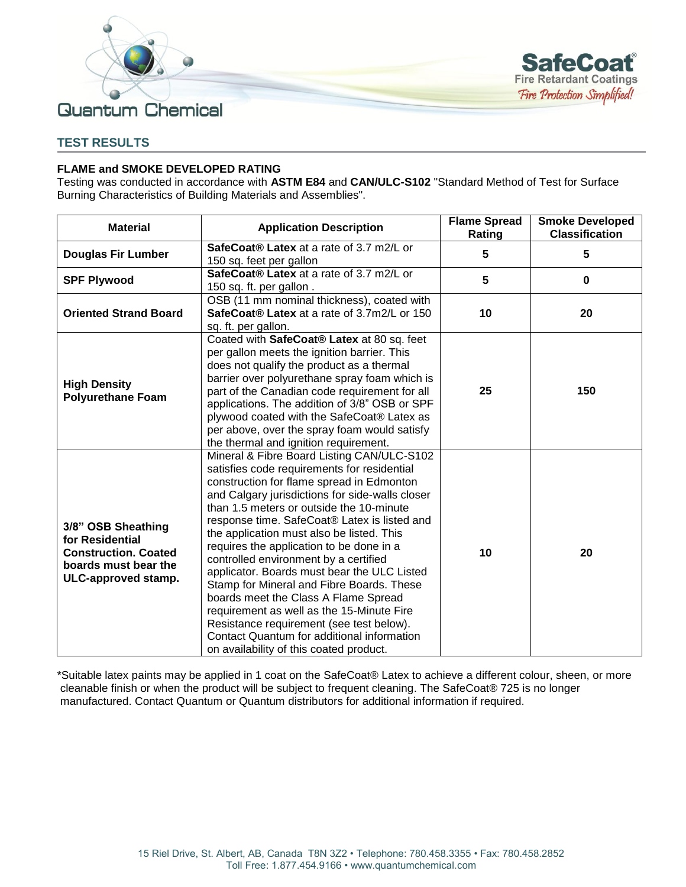## TEST RESULTS

### FLAME and SMOKE DEVELOPED RATING

Testing was conducted in accordance with **ASTM E84** and **CAN/ULC-S102** "Standard Method of Test for Surface Burning Characteristics of Building Materials and Assemblies".

| Material | Application Description | Flame Spread Rating | Smoke Developed Classification |
|---|---|---|---|
| **Douglas Fir Lumber** | **SafeCoat® Latex** at a rate of 3.7 m2/L or 150 sq. feet per gallon | **5** | **5** |
| **SPF Plywood** | **SafeCoat® Latex** at a rate of 3.7 m2/L or 150 sq. ft. per gallon . | **5** | **0** |
| **Oriented Strand Board** | OSB (11 mm nominal thickness), coated with **SafeCoat® Latex** at a rate of 3.7m2/L or 150 sq. ft. per gallon. | **10** | **20** |
| **High Density Polyurethane Foam** | Coated with **SafeCoat® Latex** at 80 sq. feet per gallon meets the ignition barrier. This does not qualify the product as a thermal barrier over polyurethane spray foam which is part of the Canadian code requirement for all applications. The addition of 3/8" OSB or SPF plywood coated with the SafeCoat® Latex as per above, over the spray foam would satisfy the thermal and ignition requirement. | **25** | **150** |
| **3/8" OSB Sheathing for Residential Construction. Coated boards must bear the ULC-approved stamp.** | Mineral & Fibre Board Listing CAN/ULC-S102 satisfies code requirements for residential construction for flame spread in Edmonton and Calgary jurisdictions for side-walls closer than 1.5 meters or outside the 10-minute response time. SafeCoat® Latex is listed and the application must also be listed. This requires the application to be done in a controlled environment by a certified applicator. Boards must bear the ULC Listed Stamp for Mineral and Fibre Boards. These boards meet the Class A Flame Spread requirement as well as the 15-Minute Fire Resistance requirement (see test below). Contact Quantum for additional information on availability of this coated product. | **10** | **20** |

*Suitable latex paints may be applied in 1 coat on the SafeCoat® Latex to achieve a different colour, sheen, or more cleanable finish or when the product will be subject to frequent cleaning. The SafeCoat® 725 is no longer manufactured. Contact Quantum or Quantum distributors for additional information if required.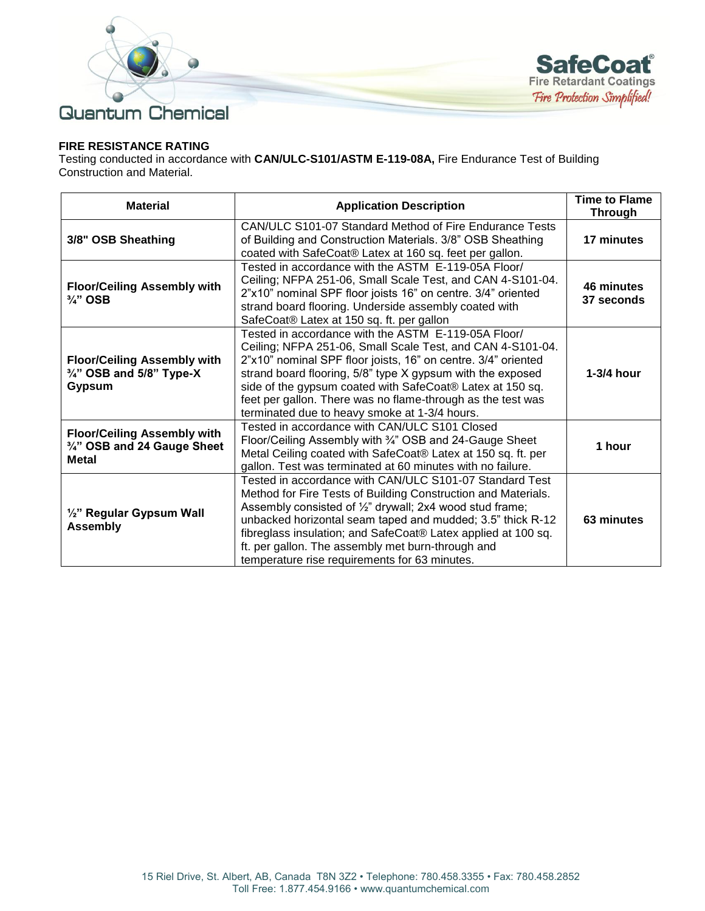## FIRE RESISTANCE RATING

Testing conducted in accordance with **CAN/ULC-S101/ASTM E-119-08A,** Fire Endurance Test of Building Construction and Material.

| Material | Application Description | Time to Flame Through |
|---|---|---|
| **3/8" OSB Sheathing** | CAN/ULC S101-07 Standard Method of Fire Endurance Tests of Building and Construction Materials. 3/8" OSB Sheathing coated with SafeCoat® Latex at 160 sq. feet per gallon. | **17 minutes** |
| **Floor/Ceiling Assembly with ¾" OSB** | Tested in accordance with the ASTM E-119-05A Floor/ Ceiling; NFPA 251-06, Small Scale Test, and CAN 4-S101-04. 2"x10" nominal SPF floor joists 16" on centre. 3/4" oriented strand board flooring. Underside assembly coated with SafeCoat® Latex at 150 sq. ft. per gallon | **46 minutes 37 seconds** |
| **Floor/Ceiling Assembly with ¾" OSB and 5/8" Type-X Gypsum** | Tested in accordance with the ASTM E-119-05A Floor/ Ceiling; NFPA 251-06, Small Scale Test, and CAN 4-S101-04. 2"x10" nominal SPF floor joists, 16" on centre. 3/4" oriented strand board flooring, 5/8" type X gypsum with the exposed side of the gypsum coated with SafeCoat® Latex at 150 sq. feet per gallon. There was no flame-through as the test was terminated due to heavy smoke at 1-3/4 hours. | **1-3/4 hour** |
| **Floor/Ceiling Assembly with ¾" OSB and 24 Gauge Sheet Metal** | Tested in accordance with CAN/ULC S101 Closed Floor/Ceiling Assembly with ¾" OSB and 24-Gauge Sheet Metal Ceiling coated with SafeCoat® Latex at 150 sq. ft. per gallon. Test was terminated at 60 minutes with no failure. | **1 hour** |
| **½" Regular Gypsum Wall Assembly** | Tested in accordance with CAN/ULC S101-07 Standard Test Method for Fire Tests of Building Construction and Materials. Assembly consisted of ½" drywall; 2x4 wood stud frame; unbacked horizontal seam taped and mudded; 3.5" thick R-12 fibreglass insulation; and SafeCoat® Latex applied at 100 sq. ft. per gallon. The assembly met burn-through and temperature rise requirements for 63 minutes. | **63 minutes** |